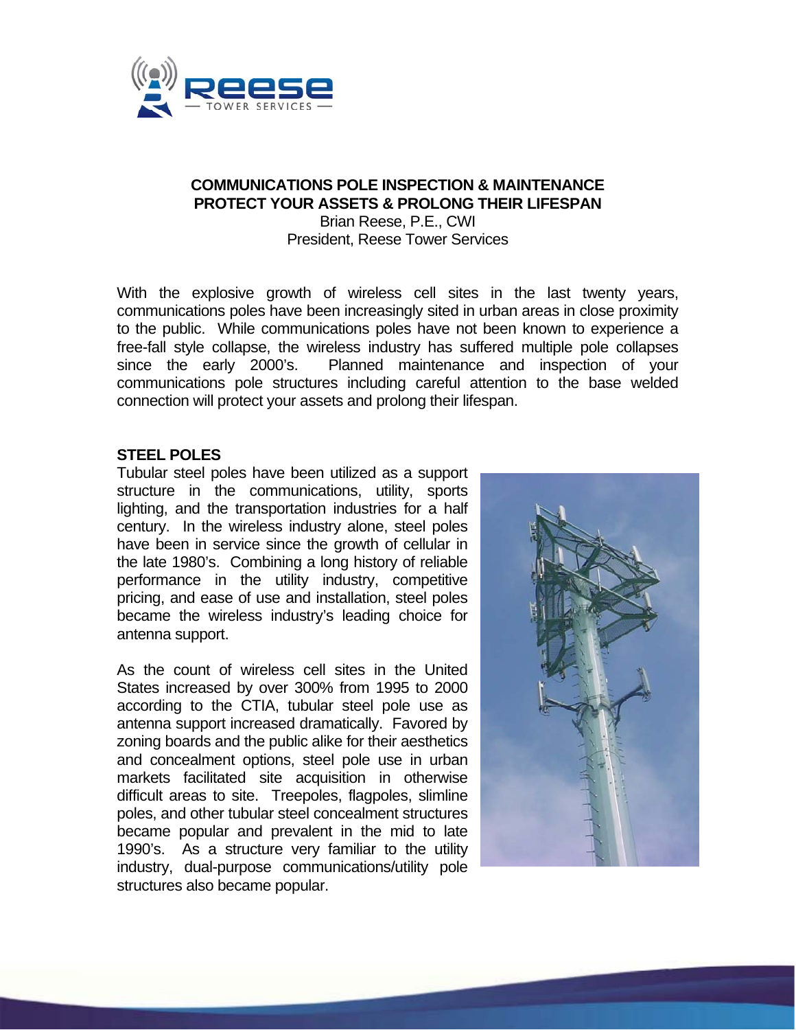# COMMUNICATIONS POLE INSPECTION & MAINTENANCE
## PROTECT YOUR ASSETS & PROLONG THEIR LIFESPAN

Brian Reese, P.E., CWI
President, Reese Tower Services

With the explosive growth of wireless cell sites in the last twenty years, communications poles have been increasingly sited in urban areas in close proximity to the public. While communications poles have not been known to experience a free-fall style collapse, the wireless industry has suffered multiple pole collapses since the early 2000's. Planned maintenance and inspection of your communications pole structures including careful attention to the base welded connection will protect your assets and prolong their lifespan.

### STEEL POLES

Tubular steel poles have been utilized as a support structure in the communications, utility, sports lighting, and the transportation industries for a half century. In the wireless industry alone, steel poles have been in service since the growth of cellular in the late 1980's. Combining a long history of reliable performance in the utility industry, competitive pricing, and ease of use and installation, steel poles became the wireless industry's leading choice for antenna support.

As the count of wireless cell sites in the United States increased by over 300% from 1995 to 2000 according to the CTIA, tubular steel pole use as antenna support increased dramatically. Favored by zoning boards and the public alike for their aesthetics and concealment options, steel pole use in urban markets facilitated site acquisition in otherwise difficult areas to site. Treepoles, flagpoles, slimline poles, and other tubular steel concealment structures became popular and prevalent in the mid to late 1990's. As a structure very familiar to the utility industry, dual-purpose communications/utility pole structures also became popular.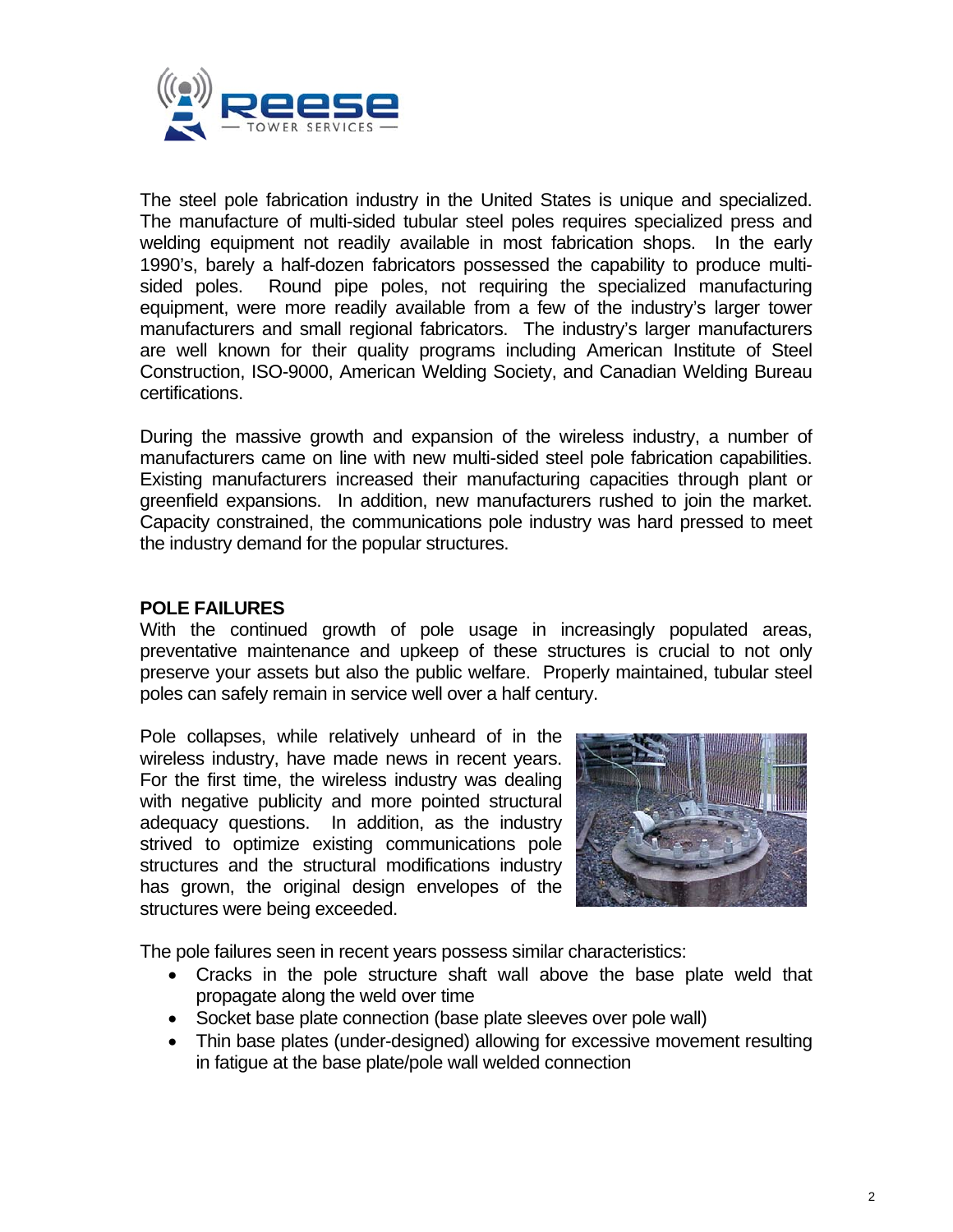The steel pole fabrication industry in the United States is unique and specialized. The manufacture of multi-sided tubular steel poles requires specialized press and welding equipment not readily available in most fabrication shops. In the early 1990's, barely a half-dozen fabricators possessed the capability to produce multi-sided poles. Round pipe poles, not requiring the specialized manufacturing equipment, were more readily available from a few of the industry's larger tower manufacturers and small regional fabricators. The industry's larger manufacturers are well known for their quality programs including American Institute of Steel Construction, ISO-9000, American Welding Society, and Canadian Welding Bureau certifications.

During the massive growth and expansion of the wireless industry, a number of manufacturers came on line with new multi-sided steel pole fabrication capabilities. Existing manufacturers increased their manufacturing capacities through plant or greenfield expansions. In addition, new manufacturers rushed to join the market. Capacity constrained, the communications pole industry was hard pressed to meet the industry demand for the popular structures.

**POLE FAILURES**

With the continued growth of pole usage in increasingly populated areas, preventative maintenance and upkeep of these structures is crucial to not only preserve your assets but also the public welfare. Properly maintained, tubular steel poles can safely remain in service well over a half century.

Pole collapses, while relatively unheard of in the wireless industry, have made news in recent years. For the first time, the wireless industry was dealing with negative publicity and more pointed structural adequacy questions. In addition, as the industry strived to optimize existing communications pole structures and the structural modifications industry has grown, the original design envelopes of the structures were being exceeded.

The pole failures seen in recent years possess similar characteristics:

- Cracks in the pole structure shaft wall above the base plate weld that propagate along the weld over time
- Socket base plate connection (base plate sleeves over pole wall)
- Thin base plates (under-designed) allowing for excessive movement resulting in fatigue at the base plate/pole wall welded connection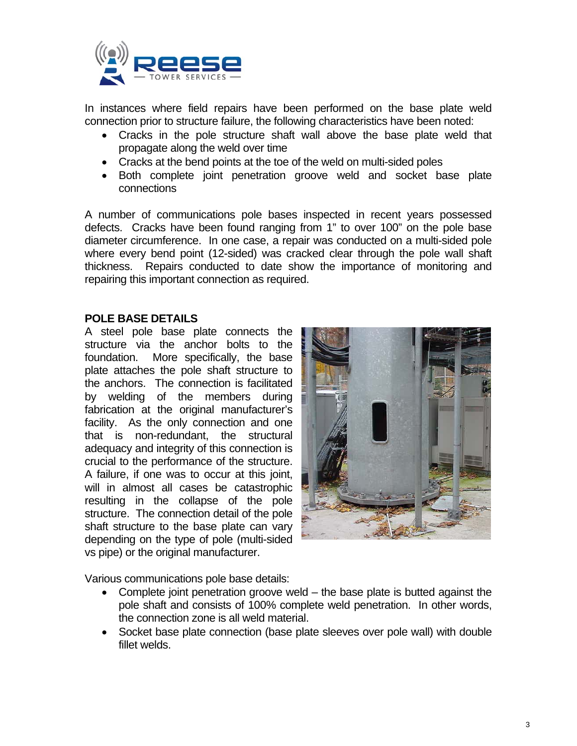In instances where field repairs have been performed on the base plate weld connection prior to structure failure, the following characteristics have been noted:

- Cracks in the pole structure shaft wall above the base plate weld that propagate along the weld over time
- Cracks at the bend points at the toe of the weld on multi-sided poles
- Both complete joint penetration groove weld and socket base plate connections

A number of communications pole bases inspected in recent years possessed defects. Cracks have been found ranging from 1" to over 100" on the pole base diameter circumference. In one case, a repair was conducted on a multi-sided pole where every bend point (12-sided) was cracked clear through the pole wall shaft thickness. Repairs conducted to date show the importance of monitoring and repairing this important connection as required.

## POLE BASE DETAILS

A steel pole base plate connects the structure via the anchor bolts to the foundation. More specifically, the base plate attaches the pole shaft structure to the anchors. The connection is facilitated by welding of the members during fabrication at the original manufacturer's facility. As the only connection and one that is non-redundant, the structural adequacy and integrity of this connection is crucial to the performance of the structure. A failure, if one was to occur at this joint, will in almost all cases be catastrophic resulting in the collapse of the pole structure. The connection detail of the pole shaft structure to the base plate can vary depending on the type of pole (multi-sided vs pipe) or the original manufacturer.

Various communications pole base details:

- Complete joint penetration groove weld – the base plate is butted against the pole shaft and consists of 100% complete weld penetration. In other words, the connection zone is all weld material.
- Socket base plate connection (base plate sleeves over pole wall) with double fillet welds.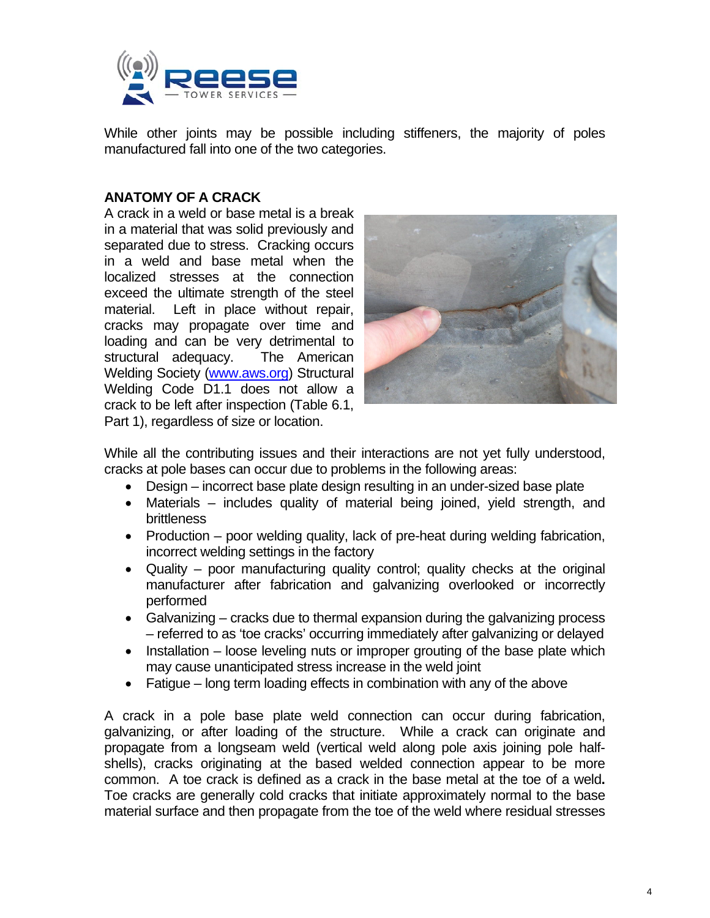While other joints may be possible including stiffeners, the majority of poles manufactured fall into one of the two categories.

## ANATOMY OF A CRACK

A crack in a weld or base metal is a break in a material that was solid previously and separated due to stress. Cracking occurs in a weld and base metal when the localized stresses at the connection exceed the ultimate strength of the steel material. Left in place without repair, cracks may propagate over time and loading and can be very detrimental to structural adequacy. The American Welding Society (www.aws.org) Structural Welding Code D1.1 does not allow a crack to be left after inspection (Table 6.1, Part 1), regardless of size or location.

While all the contributing issues and their interactions are not yet fully understood, cracks at pole bases can occur due to problems in the following areas:

- Design – incorrect base plate design resulting in an under-sized base plate
- Materials – includes quality of material being joined, yield strength, and brittleness
- Production – poor welding quality, lack of pre-heat during welding fabrication, incorrect welding settings in the factory
- Quality – poor manufacturing quality control; quality checks at the original manufacturer after fabrication and galvanizing overlooked or incorrectly performed
- Galvanizing – cracks due to thermal expansion during the galvanizing process – referred to as 'toe cracks' occurring immediately after galvanizing or delayed
- Installation – loose leveling nuts or improper grouting of the base plate which may cause unanticipated stress increase in the weld joint
- Fatigue – long term loading effects in combination with any of the above

A crack in a pole base plate weld connection can occur during fabrication, galvanizing, or after loading of the structure. While a crack can originate and propagate from a longseam weld (vertical weld along pole axis joining pole half-shells), cracks originating at the based welded connection appear to be more common. A toe crack is defined as a crack in the base metal at the toe of a weld**.** Toe cracks are generally cold cracks that initiate approximately normal to the base material surface and then propagate from the toe of the weld where residual stresses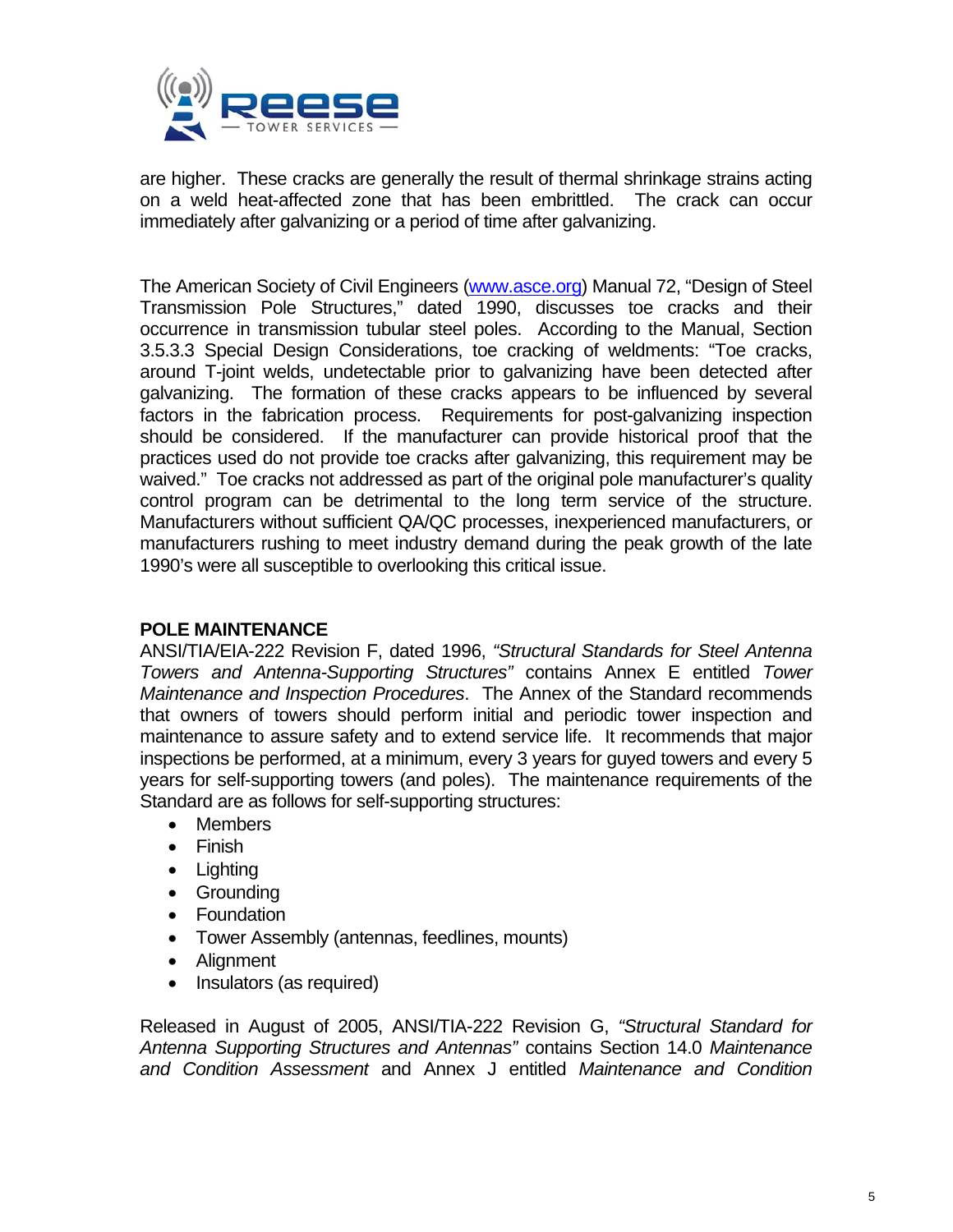are higher. These cracks are generally the result of thermal shrinkage strains acting on a weld heat-affected zone that has been embrittled. The crack can occur immediately after galvanizing or a period of time after galvanizing.

The American Society of Civil Engineers (www.asce.org) Manual 72, "Design of Steel Transmission Pole Structures," dated 1990, discusses toe cracks and their occurrence in transmission tubular steel poles. According to the Manual, Section 3.5.3.3 Special Design Considerations, toe cracking of weldments: "Toe cracks, around T-joint welds, undetectable prior to galvanizing have been detected after galvanizing. The formation of these cracks appears to be influenced by several factors in the fabrication process. Requirements for post-galvanizing inspection should be considered. If the manufacturer can provide historical proof that the practices used do not provide toe cracks after galvanizing, this requirement may be waived." Toe cracks not addressed as part of the original pole manufacturer's quality control program can be detrimental to the long term service of the structure. Manufacturers without sufficient QA/QC processes, inexperienced manufacturers, or manufacturers rushing to meet industry demand during the peak growth of the late 1990's were all susceptible to overlooking this critical issue.

**POLE MAINTENANCE**

ANSI/TIA/EIA-222 Revision F, dated 1996, *"Structural Standards for Steel Antenna Towers and Antenna-Supporting Structures"* contains Annex E entitled *Tower Maintenance and Inspection Procedures*. The Annex of the Standard recommends that owners of towers should perform initial and periodic tower inspection and maintenance to assure safety and to extend service life. It recommends that major inspections be performed, at a minimum, every 3 years for guyed towers and every 5 years for self-supporting towers (and poles). The maintenance requirements of the Standard are as follows for self-supporting structures:

- Members
- Finish
- Lighting
- Grounding
- Foundation
- Tower Assembly (antennas, feedlines, mounts)
- Alignment
- Insulators (as required)

Released in August of 2005, ANSI/TIA-222 Revision G, *"Structural Standard for Antenna Supporting Structures and Antennas"* contains Section 14.0 *Maintenance and Condition Assessment* and Annex J entitled *Maintenance and Condition*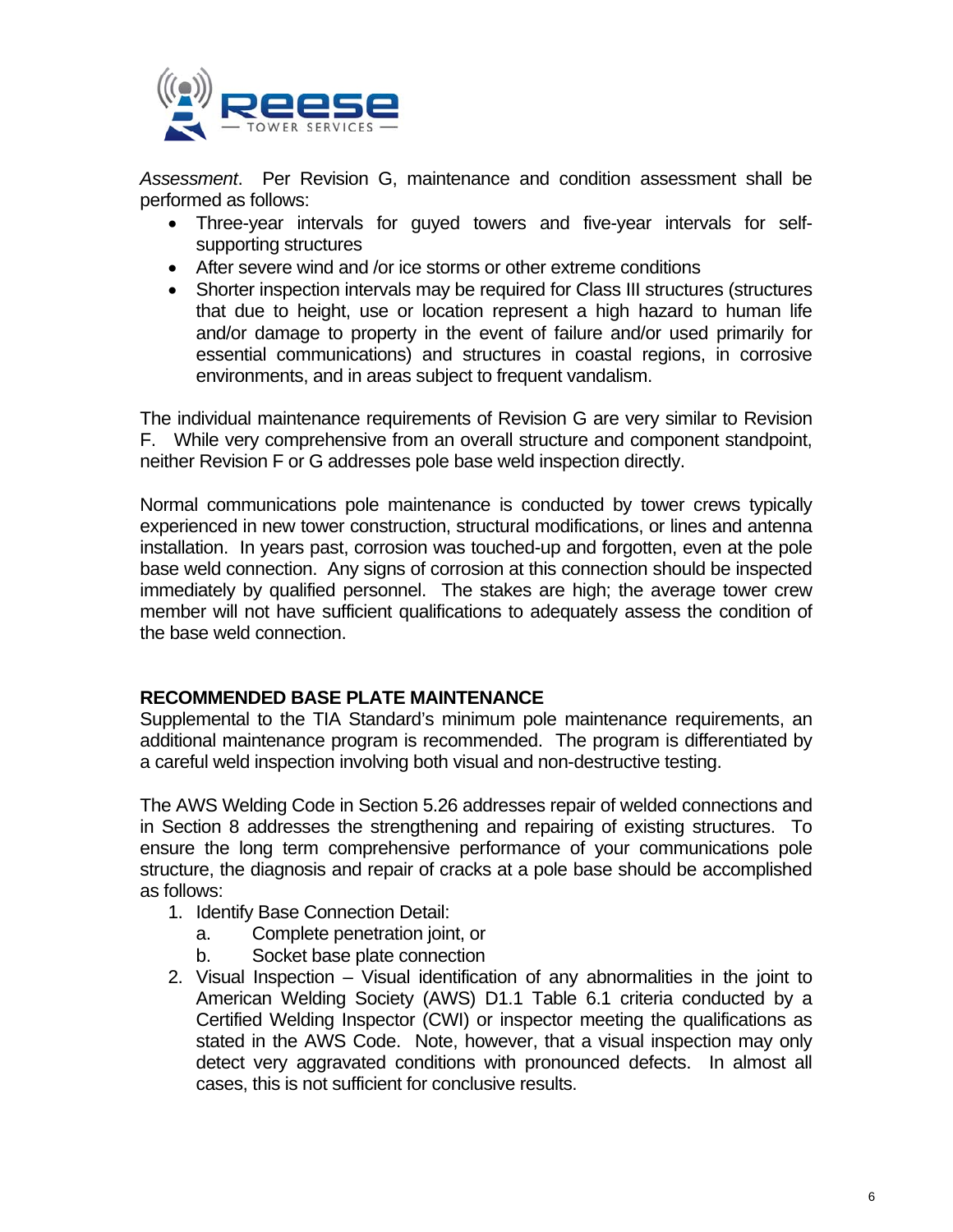*Assessment*. Per Revision G, maintenance and condition assessment shall be performed as follows:

- Three-year intervals for guyed towers and five-year intervals for self-supporting structures
- After severe wind and /or ice storms or other extreme conditions
- Shorter inspection intervals may be required for Class III structures (structures that due to height, use or location represent a high hazard to human life and/or damage to property in the event of failure and/or used primarily for essential communications) and structures in coastal regions, in corrosive environments, and in areas subject to frequent vandalism.

The individual maintenance requirements of Revision G are very similar to Revision F. While very comprehensive from an overall structure and component standpoint, neither Revision F or G addresses pole base weld inspection directly.

Normal communications pole maintenance is conducted by tower crews typically experienced in new tower construction, structural modifications, or lines and antenna installation. In years past, corrosion was touched-up and forgotten, even at the pole base weld connection. Any signs of corrosion at this connection should be inspected immediately by qualified personnel. The stakes are high; the average tower crew member will not have sufficient qualifications to adequately assess the condition of the base weld connection.

## RECOMMENDED BASE PLATE MAINTENANCE

Supplemental to the TIA Standard's minimum pole maintenance requirements, an additional maintenance program is recommended. The program is differentiated by a careful weld inspection involving both visual and non-destructive testing.

The AWS Welding Code in Section 5.26 addresses repair of welded connections and in Section 8 addresses the strengthening and repairing of existing structures. To ensure the long term comprehensive performance of your communications pole structure, the diagnosis and repair of cracks at a pole base should be accomplished as follows:

1. Identify Base Connection Detail:
   a. Complete penetration joint, or
   b. Socket base plate connection
2. Visual Inspection – Visual identification of any abnormalities in the joint to American Welding Society (AWS) D1.1 Table 6.1 criteria conducted by a Certified Welding Inspector (CWI) or inspector meeting the qualifications as stated in the AWS Code. Note, however, that a visual inspection may only detect very aggravated conditions with pronounced defects. In almost all cases, this is not sufficient for conclusive results.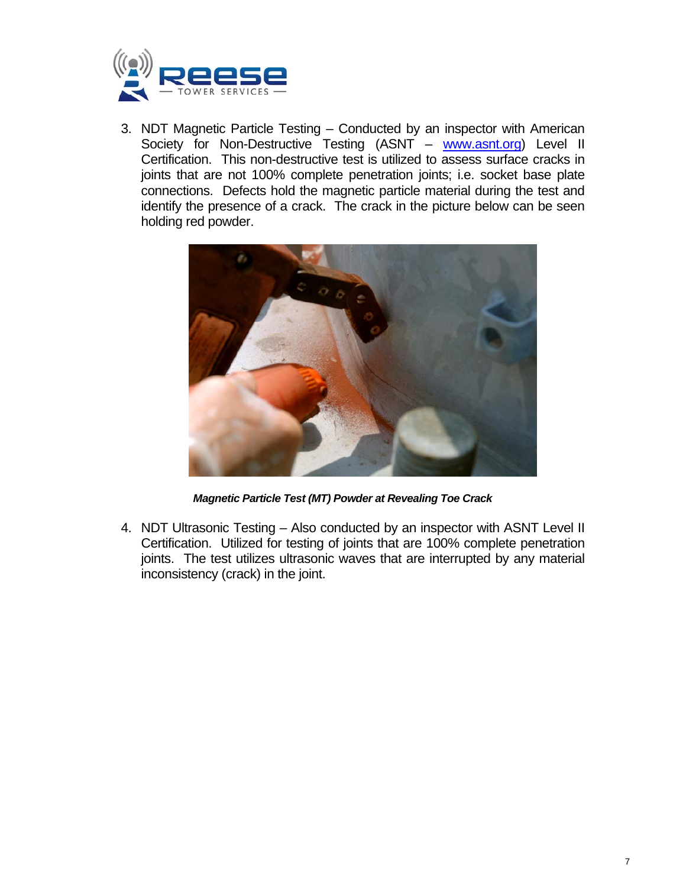3. NDT Magnetic Particle Testing – Conducted by an inspector with American Society for Non-Destructive Testing (ASNT – www.asnt.org) Level II Certification. This non-destructive test is utilized to assess surface cracks in joints that are not 100% complete penetration joints; i.e. socket base plate connections. Defects hold the magnetic particle material during the test and identify the presence of a crack. The crack in the picture below can be seen holding red powder.

***Magnetic Particle Test (MT) Powder at Revealing Toe Crack***

4. NDT Ultrasonic Testing – Also conducted by an inspector with ASNT Level II Certification. Utilized for testing of joints that are 100% complete penetration joints. The test utilizes ultrasonic waves that are interrupted by any material inconsistency (crack) in the joint.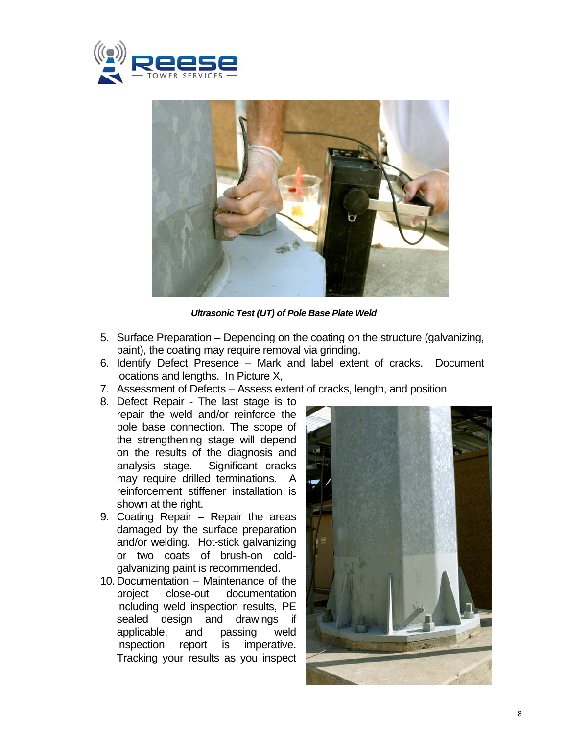*Ultrasonic Test (UT) of Pole Base Plate Weld*

5. Surface Preparation – Depending on the coating on the structure (galvanizing, paint), the coating may require removal via grinding.
6. Identify Defect Presence – Mark and label extent of cracks. Document locations and lengths. In Picture X,
7. Assessment of Defects – Assess extent of cracks, length, and position
8. Defect Repair - The last stage is to repair the weld and/or reinforce the pole base connection. The scope of the strengthening stage will depend on the results of the diagnosis and analysis stage. Significant cracks may require drilled terminations. A reinforcement stiffener installation is shown at the right.
9. Coating Repair – Repair the areas damaged by the surface preparation and/or welding. Hot-stick galvanizing or two coats of brush-on cold-galvanizing paint is recommended.
10. Documentation – Maintenance of the project close-out documentation including weld inspection results, PE sealed design and drawings if applicable, and passing weld inspection report is imperative. Tracking your results as you inspect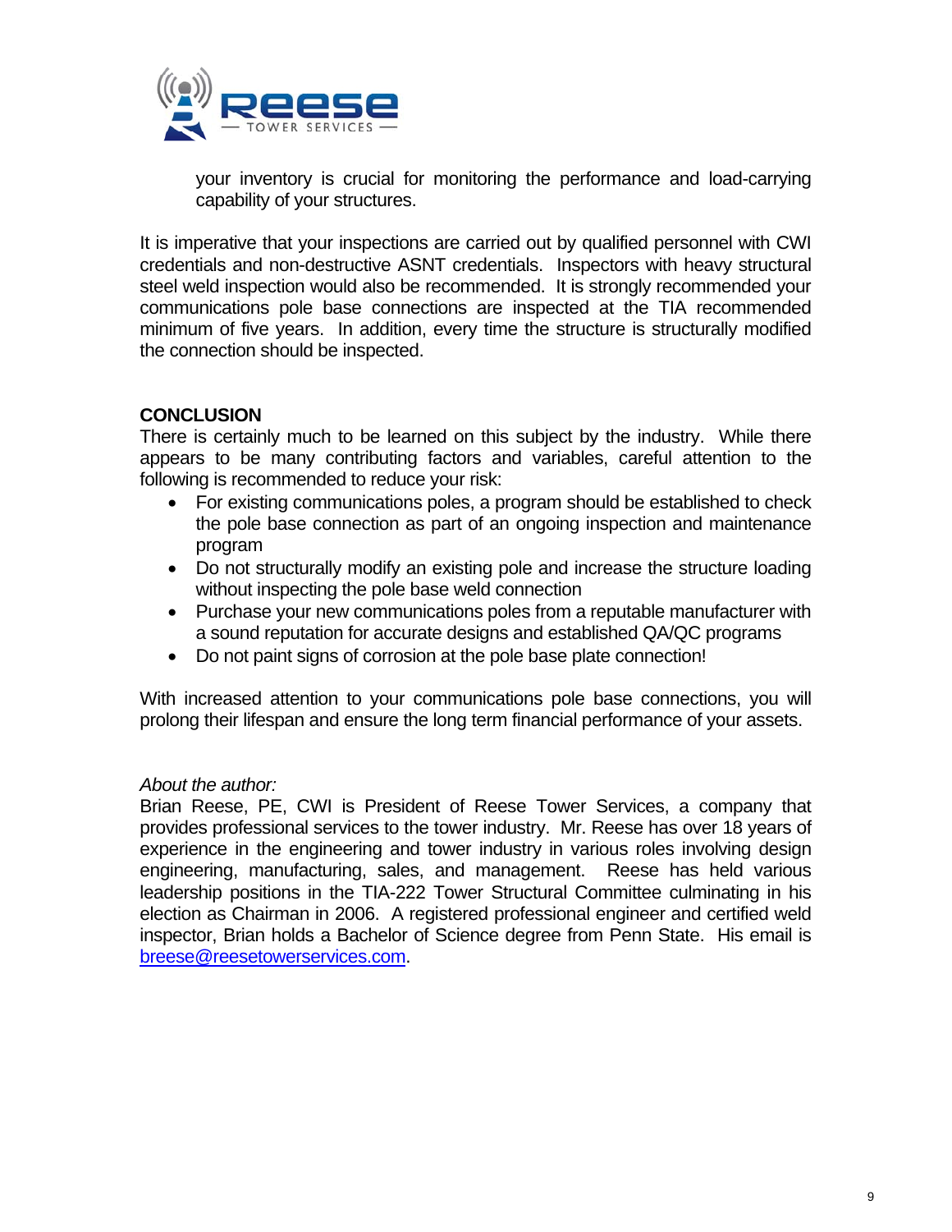your inventory is crucial for monitoring the performance and load-carrying capability of your structures.

It is imperative that your inspections are carried out by qualified personnel with CWI credentials and non-destructive ASNT credentials. Inspectors with heavy structural steel weld inspection would also be recommended. It is strongly recommended your communications pole base connections are inspected at the TIA recommended minimum of five years. In addition, every time the structure is structurally modified the connection should be inspected.

## CONCLUSION

There is certainly much to be learned on this subject by the industry. While there appears to be many contributing factors and variables, careful attention to the following is recommended to reduce your risk:

- For existing communications poles, a program should be established to check the pole base connection as part of an ongoing inspection and maintenance program
- Do not structurally modify an existing pole and increase the structure loading without inspecting the pole base weld connection
- Purchase your new communications poles from a reputable manufacturer with a sound reputation for accurate designs and established QA/QC programs
- Do not paint signs of corrosion at the pole base plate connection!

With increased attention to your communications pole base connections, you will prolong their lifespan and ensure the long term financial performance of your assets.

*About the author:*

Brian Reese, PE, CWI is President of Reese Tower Services, a company that provides professional services to the tower industry. Mr. Reese has over 18 years of experience in the engineering and tower industry in various roles involving design engineering, manufacturing, sales, and management. Reese has held various leadership positions in the TIA-222 Tower Structural Committee culminating in his election as Chairman in 2006. A registered professional engineer and certified weld inspector, Brian holds a Bachelor of Science degree from Penn State. His email is breese@reesetowerservices.com.